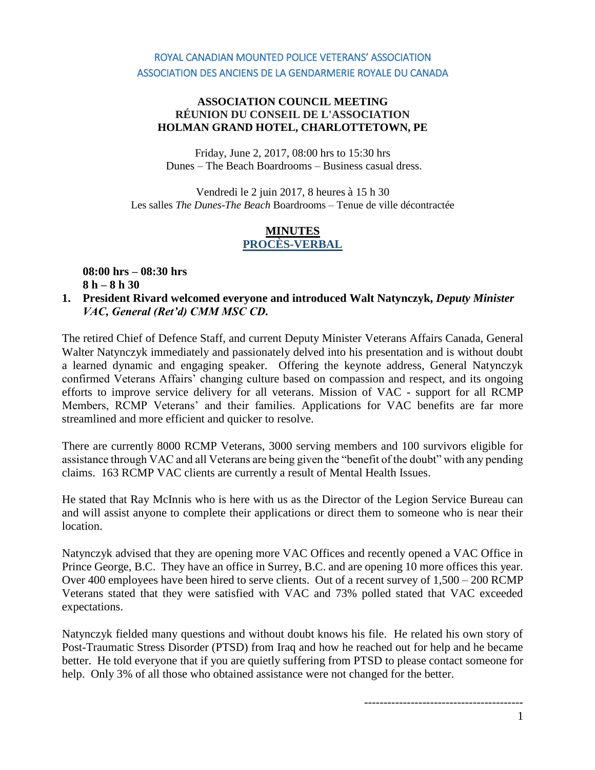ROYAL CANADIAN MOUNTED POLICE VETERANS' ASSOCIATION
ASSOCIATION DES ANCIENS DE LA GENDARMERIE ROYALE DU CANADA

**ASSOCIATION COUNCIL MEETING**
**RÉUNION DU CONSEIL DE L'ASSOCIATION**
**HOLMAN GRAND HOTEL, CHARLOTTETOWN, PE**

Friday, June 2, 2017, 08:00 hrs to 15:30 hrs
Dunes – The Beach Boardrooms – Business casual dress.

Vendredi le 2 juin 2017, 8 heures à 15 h 30
Les salles *The Dunes-The Beach* Boardrooms – Tenue de ville décontractée

# MINUTES
# PROCÈS-VERBAL

**08:00 hrs – 08:30 hrs**
**8 h – 8 h 30**

**1. President Rivard welcomed everyone and introduced Walt Natynczyk, *Deputy Minister VAC, General (Ret'd) CMM MSC CD.***

The retired Chief of Defence Staff, and current Deputy Minister Veterans Affairs Canada, General Walter Natynczyk immediately and passionately delved into his presentation and is without doubt a learned dynamic and engaging speaker. Offering the keynote address, General Natynczyk confirmed Veterans Affairs' changing culture based on compassion and respect, and its ongoing efforts to improve service delivery for all veterans. Mission of VAC - support for all RCMP Members, RCMP Veterans' and their families. Applications for VAC benefits are far more streamlined and more efficient and quicker to resolve.

There are currently 8000 RCMP Veterans, 3000 serving members and 100 survivors eligible for assistance through VAC and all Veterans are being given the "benefit of the doubt" with any pending claims. 163 RCMP VAC clients are currently a result of Mental Health Issues.

He stated that Ray McInnis who is here with us as the Director of the Legion Service Bureau can and will assist anyone to complete their applications or direct them to someone who is near their location.

Natynczyk advised that they are opening more VAC Offices and recently opened a VAC Office in Prince George, B.C. They have an office in Surrey, B.C. and are opening 10 more offices this year. Over 400 employees have been hired to serve clients. Out of a recent survey of 1,500 – 200 RCMP Veterans stated that they were satisfied with VAC and 73% polled stated that VAC exceeded expectations.

Natynczyk fielded many questions and without doubt knows his file. He related his own story of Post-Traumatic Stress Disorder (PTSD) from Iraq and how he reached out for help and he became better. He told everyone that if you are quietly suffering from PTSD to please contact someone for help. Only 3% of all those who obtained assistance were not changed for the better.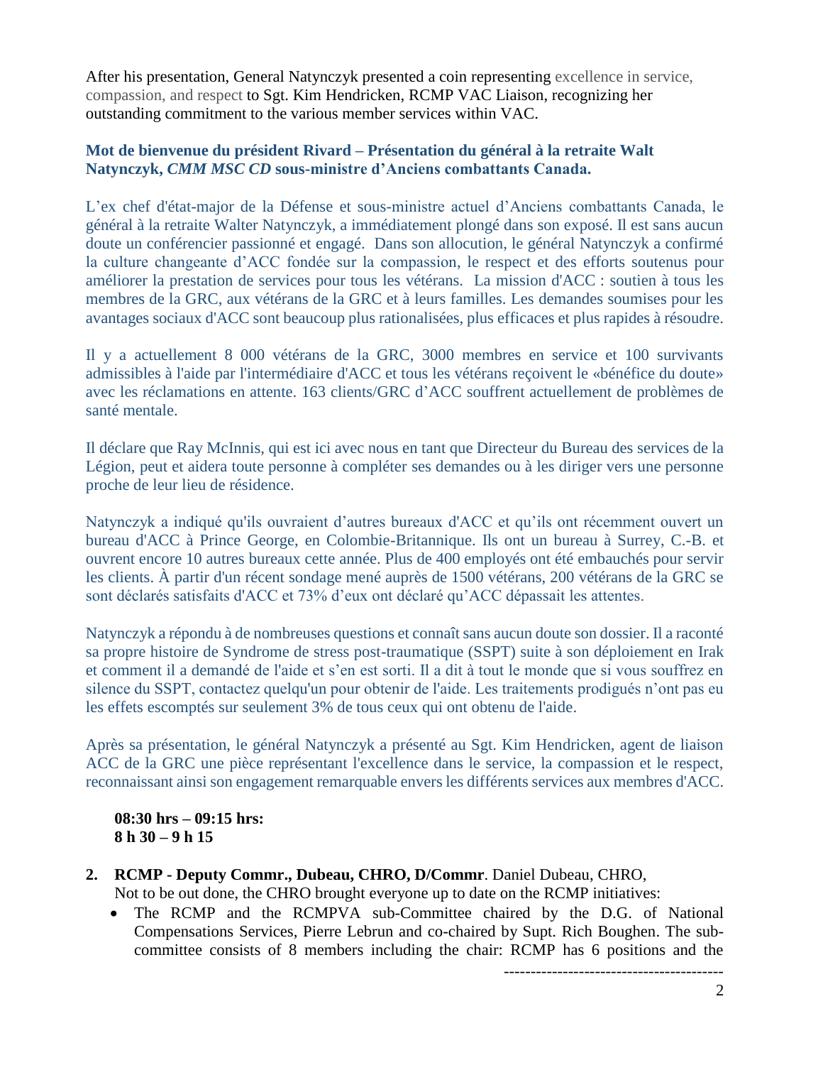After his presentation, General Natynczyk presented a coin representing excellence in service, compassion, and respect to Sgt. Kim Hendricken, RCMP VAC Liaison, recognizing her outstanding commitment to the various member services within VAC.

### Mot de bienvenue du président Rivard – Présentation du général à la retraite Walt Natynczyk, *CMM MSC CD* sous-ministre d'Anciens combattants Canada.

L'ex chef d'état-major de la Défense et sous-ministre actuel d'Anciens combattants Canada, le général à la retraite Walter Natynczyk, a immédiatement plongé dans son exposé. Il est sans aucun doute un conférencier passionné et engagé. Dans son allocution, le général Natynczyk a confirmé la culture changeante d'ACC fondée sur la compassion, le respect et des efforts soutenus pour améliorer la prestation de services pour tous les vétérans. La mission d'ACC : soutien à tous les membres de la GRC, aux vétérans de la GRC et à leurs familles. Les demandes soumises pour les avantages sociaux d'ACC sont beaucoup plus rationalisées, plus efficaces et plus rapides à résoudre.

Il y a actuellement 8 000 vétérans de la GRC, 3000 membres en service et 100 survivants admissibles à l'aide par l'intermédiaire d'ACC et tous les vétérans reçoivent le «bénéfice du doute» avec les réclamations en attente. 163 clients/GRC d'ACC souffrent actuellement de problèmes de santé mentale.

Il déclare que Ray McInnis, qui est ici avec nous en tant que Directeur du Bureau des services de la Légion, peut et aidera toute personne à compléter ses demandes ou à les diriger vers une personne proche de leur lieu de résidence.

Natynczyk a indiqué qu'ils ouvraient d'autres bureaux d'ACC et qu'ils ont récemment ouvert un bureau d'ACC à Prince George, en Colombie-Britannique. Ils ont un bureau à Surrey, C.-B. et ouvrent encore 10 autres bureaux cette année. Plus de 400 employés ont été embauchés pour servir les clients. À partir d'un récent sondage mené auprès de 1500 vétérans, 200 vétérans de la GRC se sont déclarés satisfaits d'ACC et 73% d'eux ont déclaré qu'ACC dépassait les attentes.

Natynczyk a répondu à de nombreuses questions et connaît sans aucun doute son dossier. Il a raconté sa propre histoire de Syndrome de stress post-traumatique (SSPT) suite à son déploiement en Irak et comment il a demandé de l'aide et s'en est sorti. Il a dit à tout le monde que si vous souffrez en silence du SSPT, contactez quelqu'un pour obtenir de l'aide. Les traitements prodigués n'ont pas eu les effets escomptés sur seulement 3% de tous ceux qui ont obtenu de l'aide.

Après sa présentation, le général Natynczyk a présenté au Sgt. Kim Hendricken, agent de liaison ACC de la GRC une pièce représentant l'excellence dans le service, la compassion et le respect, reconnaissant ainsi son engagement remarquable envers les différents services aux membres d'ACC.

**08:30 hrs – 09:15 hrs:**
**8 h 30 – 9 h 15**

2. **RCMP - Deputy Commr., Dubeau, CHRO, D/Commr**. Daniel Dubeau, CHRO,
   Not to be out done, the CHRO brought everyone up to date on the RCMP initiatives:
   - The RCMP and the RCMPVA sub-Committee chaired by the D.G. of National Compensations Services, Pierre Lebrun and co-chaired by Supt. Rich Boughen. The sub-committee consists of 8 members including the chair: RCMP has 6 positions and the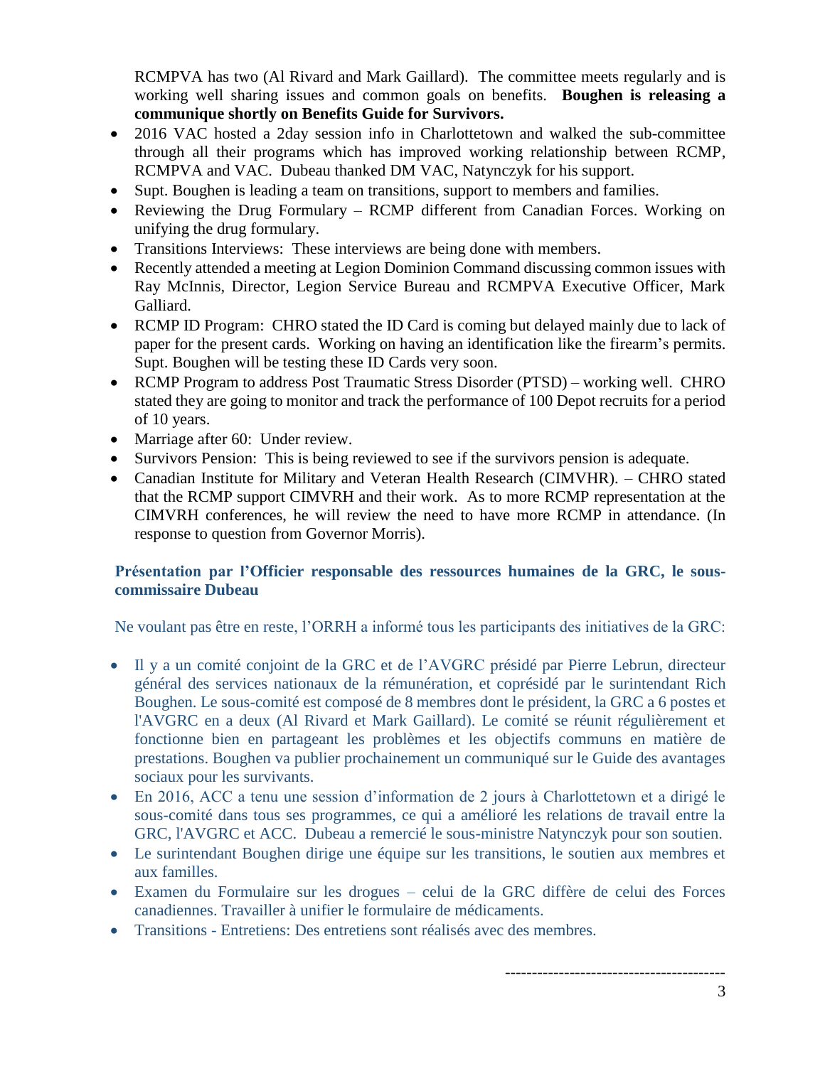RCMPVA has two (Al Rivard and Mark Gaillard). The committee meets regularly and is working well sharing issues and common goals on benefits. **Boughen is releasing a communique shortly on Benefits Guide for Survivors.**

- 2016 VAC hosted a 2day session info in Charlottetown and walked the sub-committee through all their programs which has improved working relationship between RCMP, RCMPVA and VAC. Dubeau thanked DM VAC, Natynczyk for his support.
- Supt. Boughen is leading a team on transitions, support to members and families.
- Reviewing the Drug Formulary – RCMP different from Canadian Forces. Working on unifying the drug formulary.
- Transitions Interviews: These interviews are being done with members.
- Recently attended a meeting at Legion Dominion Command discussing common issues with Ray McInnis, Director, Legion Service Bureau and RCMPVA Executive Officer, Mark Galliard.
- RCMP ID Program: CHRO stated the ID Card is coming but delayed mainly due to lack of paper for the present cards. Working on having an identification like the firearm's permits. Supt. Boughen will be testing these ID Cards very soon.
- RCMP Program to address Post Traumatic Stress Disorder (PTSD) – working well. CHRO stated they are going to monitor and track the performance of 100 Depot recruits for a period of 10 years.
- Marriage after 60: Under review.
- Survivors Pension: This is being reviewed to see if the survivors pension is adequate.
- Canadian Institute for Military and Veteran Health Research (CIMVHR). – CHRO stated that the RCMP support CIMVRH and their work. As to more RCMP representation at the CIMVRH conferences, he will review the need to have more RCMP in attendance. (In response to question from Governor Morris).

### Présentation par l'Officier responsable des ressources humaines de la GRC, le sous-commissaire Dubeau

Ne voulant pas être en reste, l'ORRH a informé tous les participants des initiatives de la GRC:

- Il y a un comité conjoint de la GRC et de l'AVGRC présidé par Pierre Lebrun, directeur général des services nationaux de la rémunération, et coprésidé par le surintendant Rich Boughen. Le sous-comité est composé de 8 membres dont le président, la GRC a 6 postes et l'AVGRC en a deux (Al Rivard et Mark Gaillard). Le comité se réunit régulièrement et fonctionne bien en partageant les problèmes et les objectifs communs en matière de prestations. Boughen va publier prochainement un communiqué sur le Guide des avantages sociaux pour les survivants.
- En 2016, ACC a tenu une session d'information de 2 jours à Charlottetown et a dirigé le sous-comité dans tous ses programmes, ce qui a amélioré les relations de travail entre la GRC, l'AVGRC et ACC. Dubeau a remercié le sous-ministre Natynczyk pour son soutien.
- Le surintendant Boughen dirige une équipe sur les transitions, le soutien aux membres et aux familles.
- Examen du Formulaire sur les drogues – celui de la GRC diffère de celui des Forces canadiennes. Travailler à unifier le formulaire de médicaments.
- Transitions - Entretiens: Des entretiens sont réalisés avec des membres.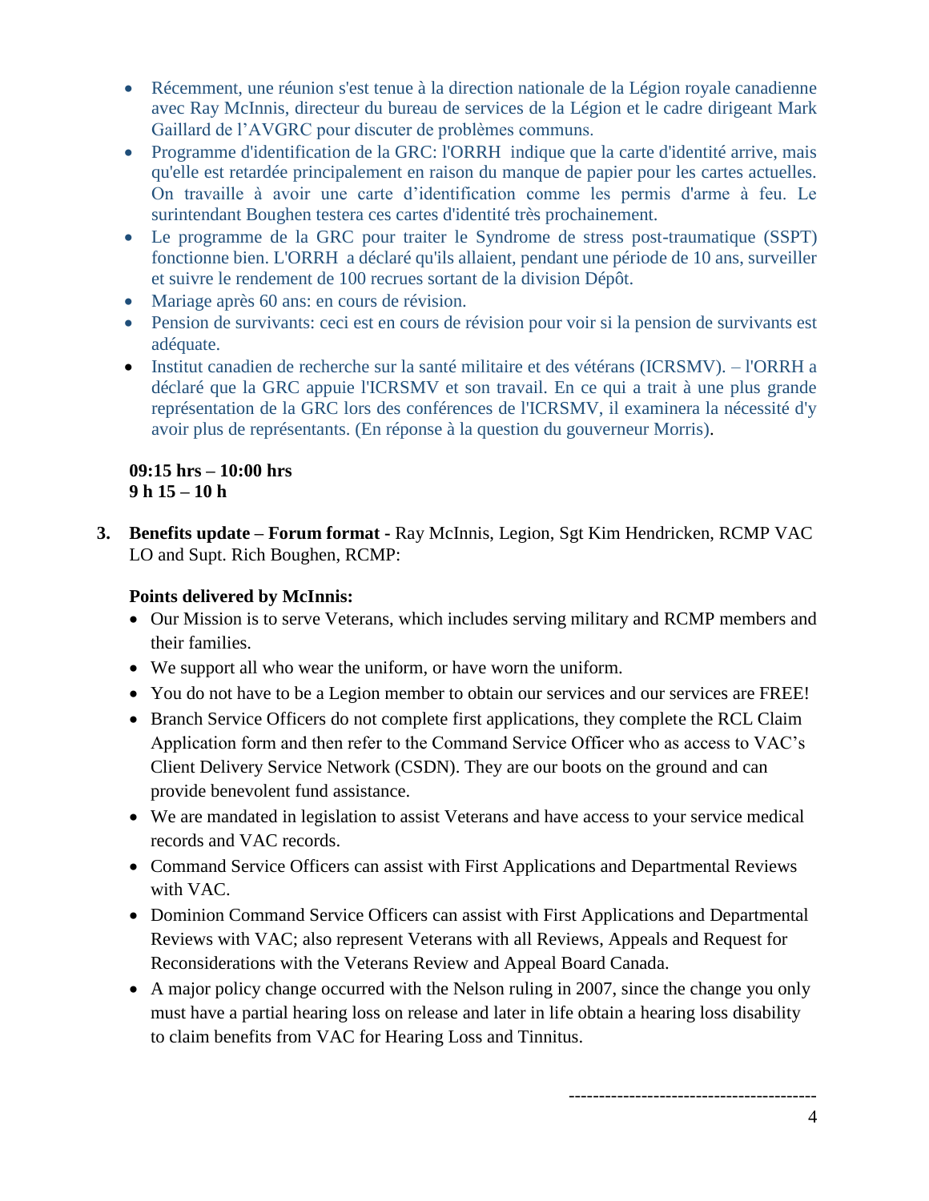- Récemment, une réunion s'est tenue à la direction nationale de la Légion royale canadienne avec Ray McInnis, directeur du bureau de services de la Légion et le cadre dirigeant Mark Gaillard de l'AVGRC pour discuter de problèmes communs.
- Programme d'identification de la GRC: l'ORRH indique que la carte d'identité arrive, mais qu'elle est retardée principalement en raison du manque de papier pour les cartes actuelles. On travaille à avoir une carte d'identification comme les permis d'arme à feu. Le surintendant Boughen testera ces cartes d'identité très prochainement.
- Le programme de la GRC pour traiter le Syndrome de stress post-traumatique (SSPT) fonctionne bien. L'ORRH a déclaré qu'ils allaient, pendant une période de 10 ans, surveiller et suivre le rendement de 100 recrues sortant de la division Dépôt.
- Mariage après 60 ans: en cours de révision.
- Pension de survivants: ceci est en cours de révision pour voir si la pension de survivants est adéquate.
- Institut canadien de recherche sur la santé militaire et des vétérans (ICRSMV). – l'ORRH a déclaré que la GRC appuie l'ICRSMV et son travail. En ce qui a trait à une plus grande représentation de la GRC lors des conférences de l'ICRSMV, il examinera la nécessité d'y avoir plus de représentants. (En réponse à la question du gouverneur Morris).

**09:15 hrs – 10:00 hrs**
**9 h 15 – 10 h**

3. **Benefits update – Forum format -** Ray McInnis, Legion, Sgt Kim Hendricken, RCMP VAC LO and Supt. Rich Boughen, RCMP:

**Points delivered by McInnis:**

- Our Mission is to serve Veterans, which includes serving military and RCMP members and their families.
- We support all who wear the uniform, or have worn the uniform.
- You do not have to be a Legion member to obtain our services and our services are FREE!
- Branch Service Officers do not complete first applications, they complete the RCL Claim Application form and then refer to the Command Service Officer who as access to VAC's Client Delivery Service Network (CSDN). They are our boots on the ground and can provide benevolent fund assistance.
- We are mandated in legislation to assist Veterans and have access to your service medical records and VAC records.
- Command Service Officers can assist with First Applications and Departmental Reviews with VAC.
- Dominion Command Service Officers can assist with First Applications and Departmental Reviews with VAC; also represent Veterans with all Reviews, Appeals and Request for Reconsiderations with the Veterans Review and Appeal Board Canada.
- A major policy change occurred with the Nelson ruling in 2007, since the change you only must have a partial hearing loss on release and later in life obtain a hearing loss disability to claim benefits from VAC for Hearing Loss and Tinnitus.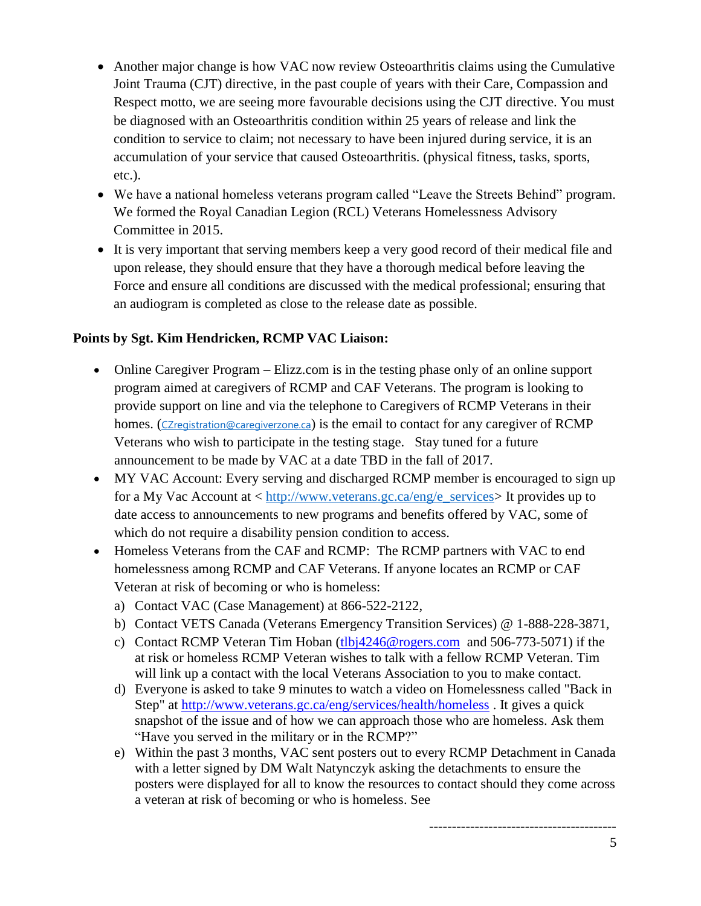- Another major change is how VAC now review Osteoarthritis claims using the Cumulative Joint Trauma (CJT) directive, in the past couple of years with their Care, Compassion and Respect motto, we are seeing more favourable decisions using the CJT directive. You must be diagnosed with an Osteoarthritis condition within 25 years of release and link the condition to service to claim; not necessary to have been injured during service, it is an accumulation of your service that caused Osteoarthritis. (physical fitness, tasks, sports, etc.).
- We have a national homeless veterans program called "Leave the Streets Behind" program. We formed the Royal Canadian Legion (RCL) Veterans Homelessness Advisory Committee in 2015.
- It is very important that serving members keep a very good record of their medical file and upon release, they should ensure that they have a thorough medical before leaving the Force and ensure all conditions are discussed with the medical professional; ensuring that an audiogram is completed as close to the release date as possible.

**Points by Sgt. Kim Hendricken, RCMP VAC Liaison:**

- Online Caregiver Program – Elizz.com is in the testing phase only of an online support program aimed at caregivers of RCMP and CAF Veterans. The program is looking to provide support on line and via the telephone to Caregivers of RCMP Veterans in their homes. (CZregistration@caregiverzone.ca) is the email to contact for any caregiver of RCMP Veterans who wish to participate in the testing stage. Stay tuned for a future announcement to be made by VAC at a date TBD in the fall of 2017.
- MY VAC Account: Every serving and discharged RCMP member is encouraged to sign up for a My Vac Account at < http://www.veterans.gc.ca/eng/e_services> It provides up to date access to announcements to new programs and benefits offered by VAC, some of which do not require a disability pension condition to access.
- Homeless Veterans from the CAF and RCMP: The RCMP partners with VAC to end homelessness among RCMP and CAF Veterans. If anyone locates an RCMP or CAF Veteran at risk of becoming or who is homeless:
  a) Contact VAC (Case Management) at 866-522-2122,
  b) Contact VETS Canada (Veterans Emergency Transition Services) @ 1-888-228-3871,
  c) Contact RCMP Veteran Tim Hoban (tlbj4246@rogers.com and 506-773-5071) if the at risk or homeless RCMP Veteran wishes to talk with a fellow RCMP Veteran. Tim will link up a contact with the local Veterans Association to you to make contact.
  d) Everyone is asked to take 9 minutes to watch a video on Homelessness called "Back in Step" at http://www.veterans.gc.ca/eng/services/health/homeless . It gives a quick snapshot of the issue and of how we can approach those who are homeless. Ask them "Have you served in the military or in the RCMP?"
  e) Within the past 3 months, VAC sent posters out to every RCMP Detachment in Canada with a letter signed by DM Walt Natynczyk asking the detachments to ensure the posters were displayed for all to know the resources to contact should they come across a veteran at risk of becoming or who is homeless. See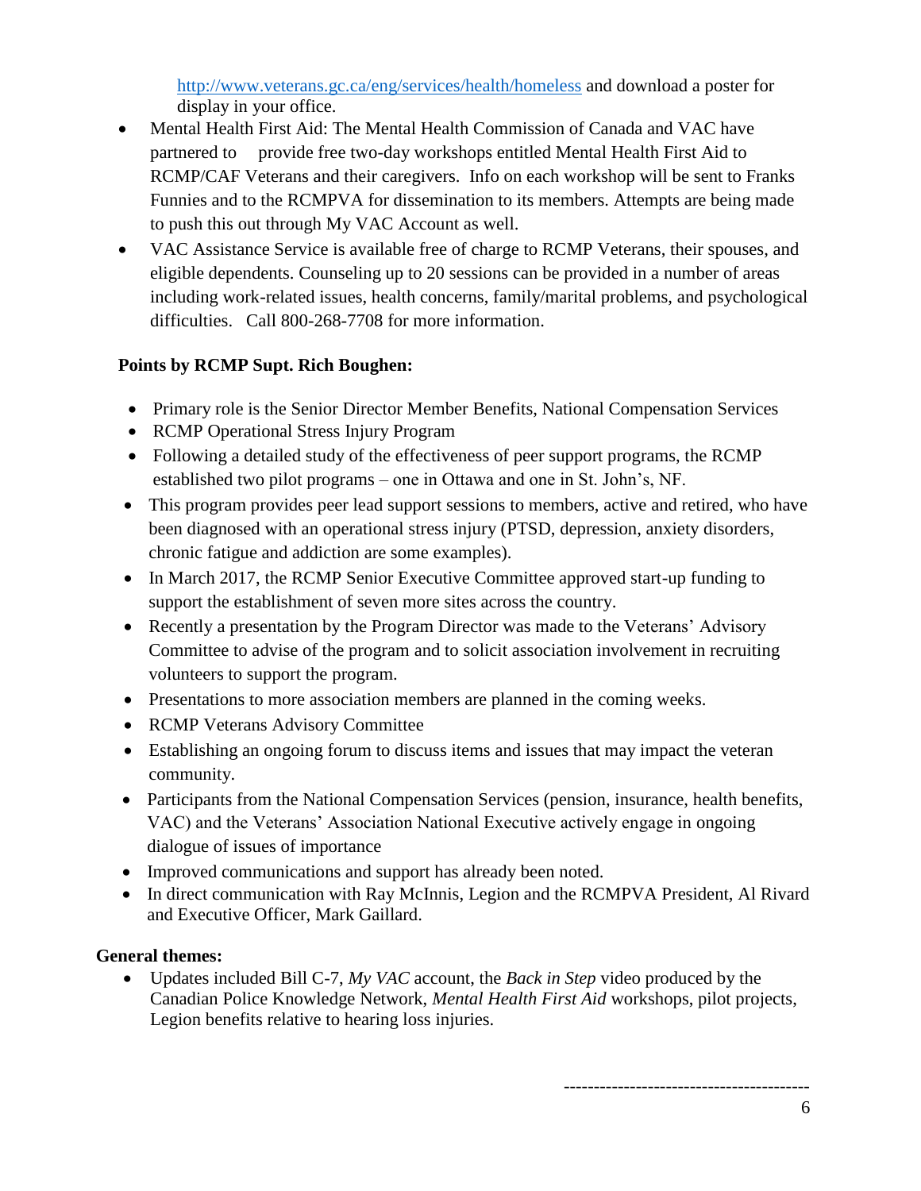http://www.veterans.gc.ca/eng/services/health/homeless and download a poster for display in your office.

- Mental Health First Aid: The Mental Health Commission of Canada and VAC have partnered to provide free two-day workshops entitled Mental Health First Aid to RCMP/CAF Veterans and their caregivers. Info on each workshop will be sent to Franks Funnies and to the RCMPVA for dissemination to its members. Attempts are being made to push this out through My VAC Account as well.
- VAC Assistance Service is available free of charge to RCMP Veterans, their spouses, and eligible dependents. Counseling up to 20 sessions can be provided in a number of areas including work-related issues, health concerns, family/marital problems, and psychological difficulties. Call 800-268-7708 for more information.

**Points by RCMP Supt. Rich Boughen:**

- Primary role is the Senior Director Member Benefits, National Compensation Services
- RCMP Operational Stress Injury Program
- Following a detailed study of the effectiveness of peer support programs, the RCMP established two pilot programs – one in Ottawa and one in St. John's, NF.
- This program provides peer lead support sessions to members, active and retired, who have been diagnosed with an operational stress injury (PTSD, depression, anxiety disorders, chronic fatigue and addiction are some examples).
- In March 2017, the RCMP Senior Executive Committee approved start-up funding to support the establishment of seven more sites across the country.
- Recently a presentation by the Program Director was made to the Veterans' Advisory Committee to advise of the program and to solicit association involvement in recruiting volunteers to support the program.
- Presentations to more association members are planned in the coming weeks.
- RCMP Veterans Advisory Committee
- Establishing an ongoing forum to discuss items and issues that may impact the veteran community.
- Participants from the National Compensation Services (pension, insurance, health benefits, VAC) and the Veterans' Association National Executive actively engage in ongoing dialogue of issues of importance
- Improved communications and support has already been noted.
- In direct communication with Ray McInnis, Legion and the RCMPVA President, Al Rivard and Executive Officer, Mark Gaillard.

**General themes:**

- Updates included Bill C-7, *My VAC* account, the *Back in Step* video produced by the Canadian Police Knowledge Network, *Mental Health First Aid* workshops, pilot projects, Legion benefits relative to hearing loss injuries.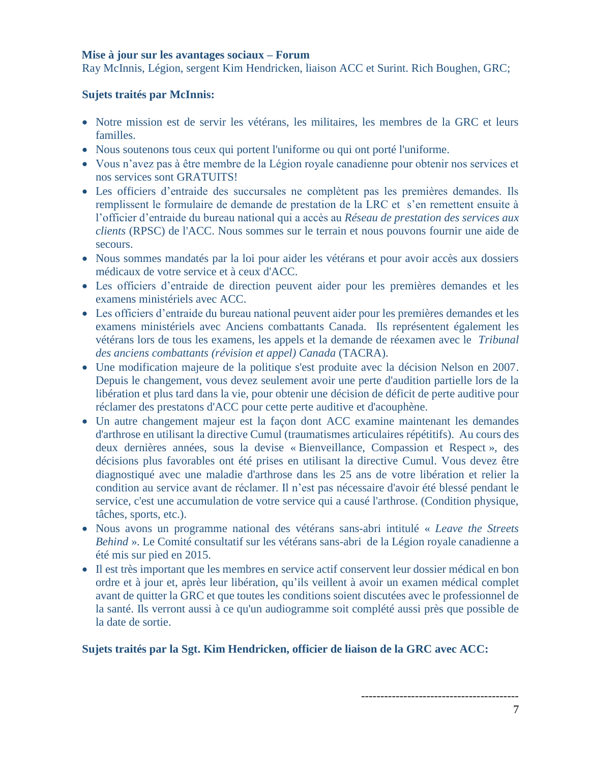**Mise à jour sur les avantages sociaux – Forum**

Ray McInnis, Légion, sergent Kim Hendricken, liaison ACC et Surint. Rich Boughen, GRC;

**Sujets traités par McInnis:**

- Notre mission est de servir les vétérans, les militaires, les membres de la GRC et leurs familles.
- Nous soutenons tous ceux qui portent l'uniforme ou qui ont porté l'uniforme.
- Vous n'avez pas à être membre de la Légion royale canadienne pour obtenir nos services et nos services sont GRATUITS!
- Les officiers d'entraide des succursales ne complètent pas les premières demandes. Ils remplissent le formulaire de demande de prestation de la LRC et s'en remettent ensuite à l'officier d'entraide du bureau national qui a accès au *Réseau de prestation des services aux clients* (RPSC) de l'ACC. Nous sommes sur le terrain et nous pouvons fournir une aide de secours.
- Nous sommes mandatés par la loi pour aider les vétérans et pour avoir accès aux dossiers médicaux de votre service et à ceux d'ACC.
- Les officiers d'entraide de direction peuvent aider pour les premières demandes et les examens ministériels avec ACC.
- Les officiers d'entraide du bureau national peuvent aider pour les premières demandes et les examens ministériels avec Anciens combattants Canada. Ils représentent également les vétérans lors de tous les examens, les appels et la demande de réexamen avec le *Tribunal des anciens combattants (révision et appel) Canada* (TACRA).
- Une modification majeure de la politique s'est produite avec la décision Nelson en 2007. Depuis le changement, vous devez seulement avoir une perte d'audition partielle lors de la libération et plus tard dans la vie, pour obtenir une décision de déficit de perte auditive pour réclamer des prestatons d'ACC pour cette perte auditive et d'acouphène.
- Un autre changement majeur est la façon dont ACC examine maintenant les demandes d'arthrose en utilisant la directive Cumul (traumatismes articulaires répétitifs). Au cours des deux dernières années, sous la devise « Bienveillance, Compassion et Respect », des décisions plus favorables ont été prises en utilisant la directive Cumul. Vous devez être diagnostiqué avec une maladie d'arthrose dans les 25 ans de votre libération et relier la condition au service avant de réclamer. Il n'est pas nécessaire d'avoir été blessé pendant le service, c'est une accumulation de votre service qui a causé l'arthrose. (Condition physique, tâches, sports, etc.).
- Nous avons un programme national des vétérans sans-abri intitulé « *Leave the Streets Behind* ». Le Comité consultatif sur les vétérans sans-abri de la Légion royale canadienne a été mis sur pied en 2015.
- Il est très important que les membres en service actif conservent leur dossier médical en bon ordre et à jour et, après leur libération, qu'ils veillent à avoir un examen médical complet avant de quitter la GRC et que toutes les conditions soient discutées avec le professionnel de la santé. Ils verront aussi à ce qu'un audiogramme soit complété aussi près que possible de la date de sortie.

**Sujets traités par la Sgt. Kim Hendricken, officier de liaison de la GRC avec ACC:**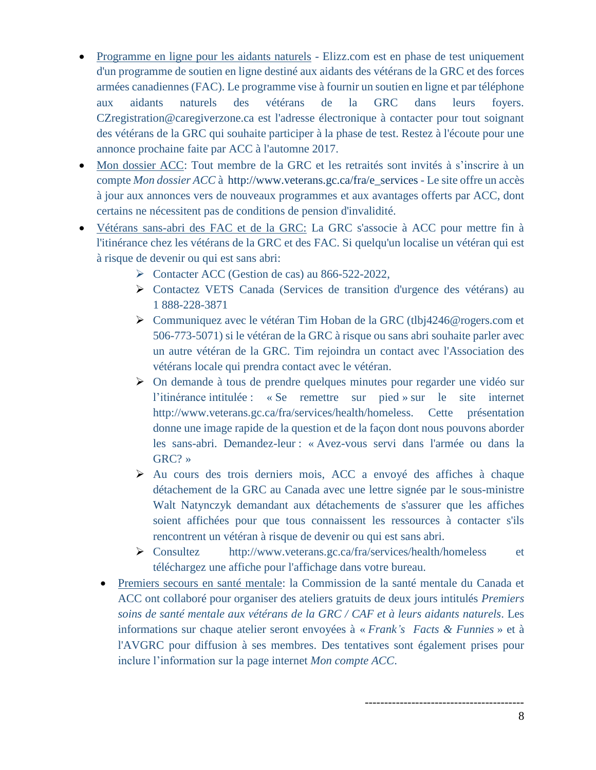- Programme en ligne pour les aidants naturels - Elizz.com est en phase de test uniquement d'un programme de soutien en ligne destiné aux aidants des vétérans de la GRC et des forces armées canadiennes (FAC). Le programme vise à fournir un soutien en ligne et par téléphone aux aidants naturels des vétérans de la GRC dans leurs foyers. CZregistration@caregiverzone.ca est l'adresse électronique à contacter pour tout soignant des vétérans de la GRC qui souhaite participer à la phase de test. Restez à l'écoute pour une annonce prochaine faite par ACC à l'automne 2017.
- Mon dossier ACC: Tout membre de la GRC et les retraités sont invités à s'inscrire à un compte *Mon dossier ACC* à http://www.veterans.gc.ca/fra/e_services - Le site offre un accès à jour aux annonces vers de nouveaux programmes et aux avantages offerts par ACC, dont certains ne nécessitent pas de conditions de pension d'invalidité.
- Vétérans sans-abri des FAC et de la GRC: La GRC s'associe à ACC pour mettre fin à l'itinérance chez les vétérans de la GRC et des FAC. Si quelqu'un localise un vétéran qui est à risque de devenir ou qui est sans abri:
  - Contacter ACC (Gestion de cas) au 866-522-2022,
  - Contactez VETS Canada (Services de transition d'urgence des vétérans) au 1 888-228-3871
  - Communiquez avec le vétéran Tim Hoban de la GRC (tlbj4246@rogers.com et 506-773-5071) si le vétéran de la GRC à risque ou sans abri souhaite parler avec un autre vétéran de la GRC. Tim rejoindra un contact avec l'Association des vétérans locale qui prendra contact avec le vétéran.
  - On demande à tous de prendre quelques minutes pour regarder une vidéo sur l'itinérance intitulée : « Se remettre sur pied » sur le site internet http://www.veterans.gc.ca/fra/services/health/homeless. Cette présentation donne une image rapide de la question et de la façon dont nous pouvons aborder les sans-abri. Demandez-leur : « Avez-vous servi dans l'armée ou dans la GRC? »
  - Au cours des trois derniers mois, ACC a envoyé des affiches à chaque détachement de la GRC au Canada avec une lettre signée par le sous-ministre Walt Natynczyk demandant aux détachements de s'assurer que les affiches soient affichées pour que tous connaissent les ressources à contacter s'ils rencontrent un vétéran à risque de devenir ou qui est sans abri.
  - Consultez http://www.veterans.gc.ca/fra/services/health/homeless et téléchargez une affiche pour l'affichage dans votre bureau.
- Premiers secours en santé mentale: la Commission de la santé mentale du Canada et ACC ont collaboré pour organiser des ateliers gratuits de deux jours intitulés *Premiers soins de santé mentale aux vétérans de la GRC / CAF et à leurs aidants naturels*. Les informations sur chaque atelier seront envoyées à « *Frank's Facts & Funnies* » et à l'AVGRC pour diffusion à ses membres. Des tentatives sont également prises pour inclure l'information sur la page internet *Mon compte ACC*.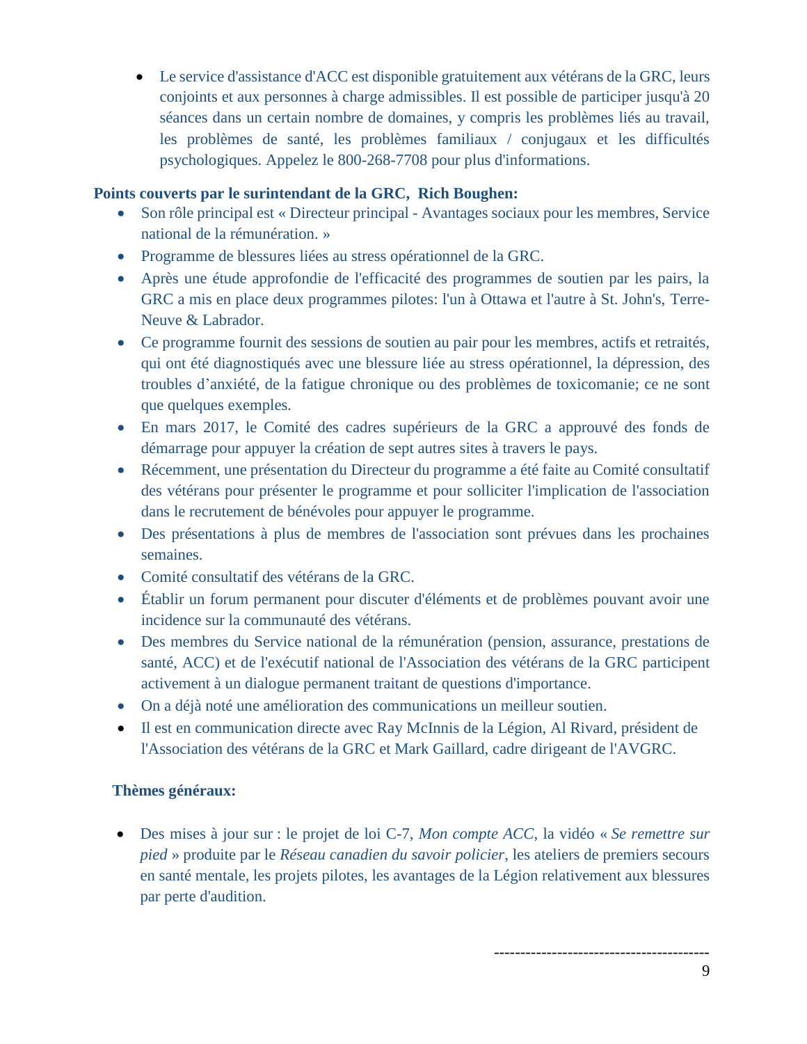- Le service d'assistance d'ACC est disponible gratuitement aux vétérans de la GRC, leurs conjoints et aux personnes à charge admissibles. Il est possible de participer jusqu'à 20 séances dans un certain nombre de domaines, y compris les problèmes liés au travail, les problèmes de santé, les problèmes familiaux / conjugaux et les difficultés psychologiques. Appelez le 800-268-7708 pour plus d'informations.

**Points couverts par le surintendant de la GRC, Rich Boughen:**

- Son rôle principal est « Directeur principal - Avantages sociaux pour les membres, Service national de la rémunération. »
- Programme de blessures liées au stress opérationnel de la GRC.
- Après une étude approfondie de l'efficacité des programmes de soutien par les pairs, la GRC a mis en place deux programmes pilotes: l'un à Ottawa et l'autre à St. John's, Terre-Neuve & Labrador.
- Ce programme fournit des sessions de soutien au pair pour les membres, actifs et retraités, qui ont été diagnostiqués avec une blessure liée au stress opérationnel, la dépression, des troubles d'anxiété, de la fatigue chronique ou des problèmes de toxicomanie; ce ne sont que quelques exemples.
- En mars 2017, le Comité des cadres supérieurs de la GRC a approuvé des fonds de démarrage pour appuyer la création de sept autres sites à travers le pays.
- Récemment, une présentation du Directeur du programme a été faite au Comité consultatif des vétérans pour présenter le programme et pour solliciter l'implication de l'association dans le recrutement de bénévoles pour appuyer le programme.
- Des présentations à plus de membres de l'association sont prévues dans les prochaines semaines.
- Comité consultatif des vétérans de la GRC.
- Établir un forum permanent pour discuter d'éléments et de problèmes pouvant avoir une incidence sur la communauté des vétérans.
- Des membres du Service national de la rémunération (pension, assurance, prestations de santé, ACC) et de l'exécutif national de l'Association des vétérans de la GRC participent activement à un dialogue permanent traitant de questions d'importance.
- On a déjà noté une amélioration des communications un meilleur soutien.
- Il est en communication directe avec Ray McInnis de la Légion, Al Rivard, président de l'Association des vétérans de la GRC et Mark Gaillard, cadre dirigeant de l'AVGRC.

**Thèmes généraux:**

- Des mises à jour sur : le projet de loi C-7, *Mon compte ACC*, la vidéo « *Se remettre sur pied* » produite par le *Réseau canadien du savoir policier*, les ateliers de premiers secours en santé mentale, les projets pilotes, les avantages de la Légion relativement aux blessures par perte d'audition.

----------------------------------------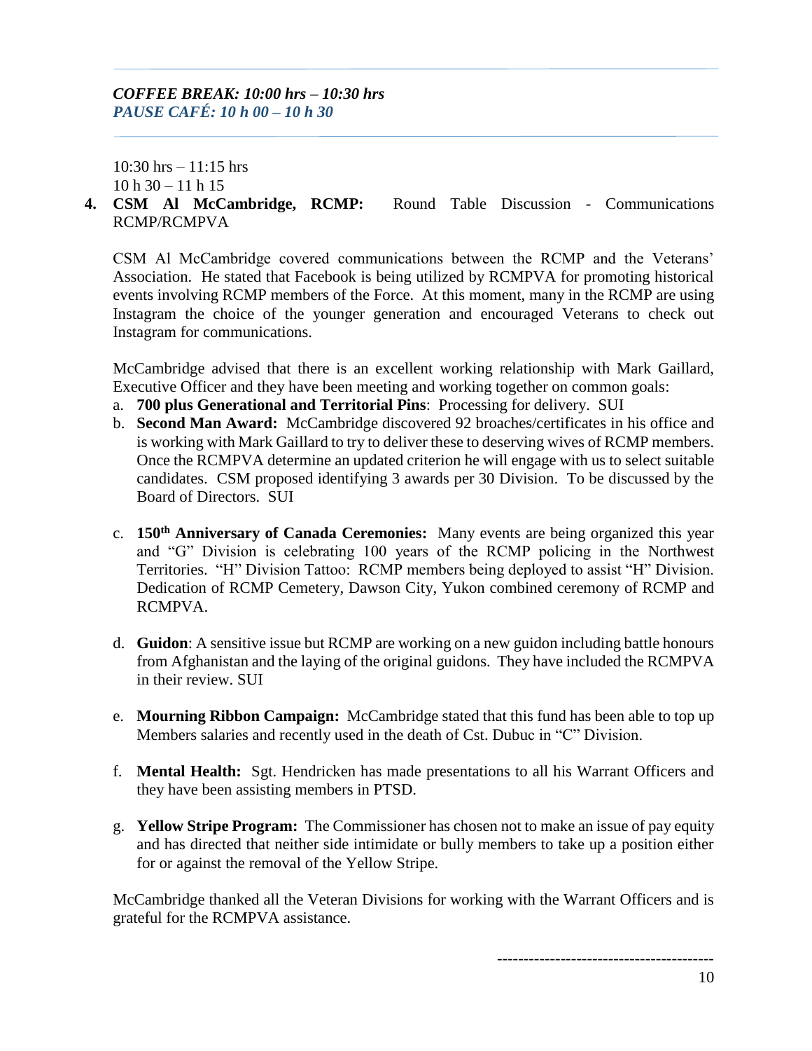*COFFEE BREAK: 10:00 hrs – 10:30 hrs*
*PAUSE CAFÉ: 10 h 00 – 10 h 30*

10:30 hrs – 11:15 hrs
10 h 30 – 11 h 15

4. **CSM Al McCambridge, RCMP:** Round Table Discussion - Communications RCMP/RCMPVA

CSM Al McCambridge covered communications between the RCMP and the Veterans' Association. He stated that Facebook is being utilized by RCMPVA for promoting historical events involving RCMP members of the Force. At this moment, many in the RCMP are using Instagram the choice of the younger generation and encouraged Veterans to check out Instagram for communications.

McCambridge advised that there is an excellent working relationship with Mark Gaillard, Executive Officer and they have been meeting and working together on common goals:

a. **700 plus Generational and Territorial Pins**: Processing for delivery. SUI
b. **Second Man Award:** McCambridge discovered 92 broaches/certificates in his office and is working with Mark Gaillard to try to deliver these to deserving wives of RCMP members. Once the RCMPVA determine an updated criterion he will engage with us to select suitable candidates. CSM proposed identifying 3 awards per 30 Division. To be discussed by the Board of Directors. SUI

c. **150th Anniversary of Canada Ceremonies:** Many events are being organized this year and "G" Division is celebrating 100 years of the RCMP policing in the Northwest Territories. "H" Division Tattoo: RCMP members being deployed to assist "H" Division. Dedication of RCMP Cemetery, Dawson City, Yukon combined ceremony of RCMP and RCMPVA.

d. **Guidon**: A sensitive issue but RCMP are working on a new guidon including battle honours from Afghanistan and the laying of the original guidons. They have included the RCMPVA in their review. SUI

e. **Mourning Ribbon Campaign:** McCambridge stated that this fund has been able to top up Members salaries and recently used in the death of Cst. Dubuc in "C" Division.

f. **Mental Health:** Sgt. Hendricken has made presentations to all his Warrant Officers and they have been assisting members in PTSD.

g. **Yellow Stripe Program:** The Commissioner has chosen not to make an issue of pay equity and has directed that neither side intimidate or bully members to take up a position either for or against the removal of the Yellow Stripe.

McCambridge thanked all the Veteran Divisions for working with the Warrant Officers and is grateful for the RCMPVA assistance.

----------------------------------------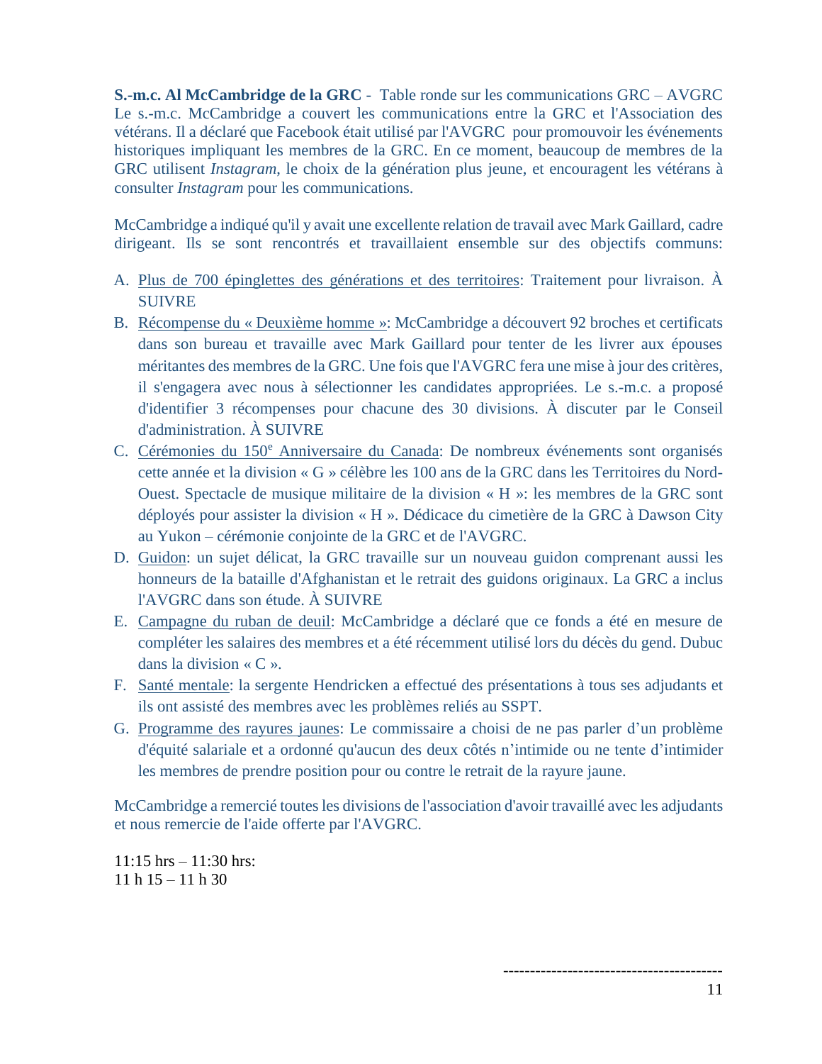**S.-m.c. Al McCambridge de la GRC** - Table ronde sur les communications GRC – AVGRC
Le s.-m.c. McCambridge a couvert les communications entre la GRC et l'Association des vétérans. Il a déclaré que Facebook était utilisé par l'AVGRC pour promouvoir les événements historiques impliquant les membres de la GRC. En ce moment, beaucoup de membres de la GRC utilisent *Instagram*, le choix de la génération plus jeune, et encouragent les vétérans à consulter *Instagram* pour les communications.

McCambridge a indiqué qu'il y avait une excellente relation de travail avec Mark Gaillard, cadre dirigeant. Ils se sont rencontrés et travaillaient ensemble sur des objectifs communs:

A. <u>Plus de 700 épinglettes des générations et des territoires</u>: Traitement pour livraison. À SUIVRE
B. <u>Récompense du « Deuxième homme »</u>: McCambridge a découvert 92 broches et certificats dans son bureau et travaille avec Mark Gaillard pour tenter de les livrer aux épouses méritantes des membres de la GRC. Une fois que l'AVGRC fera une mise à jour des critères, il s'engagera avec nous à sélectionner les candidates appropriées. Le s.-m.c. a proposé d'identifier 3 récompenses pour chacune des 30 divisions. À discuter par le Conseil d'administration. À SUIVRE
C. <u>Cérémonies du 150e Anniversaire du Canada</u>: De nombreux événements sont organisés cette année et la division « G » célèbre les 100 ans de la GRC dans les Territoires du Nord-Ouest. Spectacle de musique militaire de la division « H »: les membres de la GRC sont déployés pour assister la division « H ». Dédicace du cimetière de la GRC à Dawson City au Yukon – cérémonie conjointe de la GRC et de l'AVGRC.
D. <u>Guidon</u>: un sujet délicat, la GRC travaille sur un nouveau guidon comprenant aussi les honneurs de la bataille d'Afghanistan et le retrait des guidons originaux. La GRC a inclus l'AVGRC dans son étude. À SUIVRE
E. <u>Campagne du ruban de deuil</u>: McCambridge a déclaré que ce fonds a été en mesure de compléter les salaires des membres et a été récemment utilisé lors du décès du gend. Dubuc dans la division « C ».
F. <u>Santé mentale</u>: la sergente Hendricken a effectué des présentations à tous ses adjudants et ils ont assisté des membres avec les problèmes reliés au SSPT.
G. <u>Programme des rayures jaunes</u>: Le commissaire a choisi de ne pas parler d'un problème d'équité salariale et a ordonné qu'aucun des deux côtés n'intimide ou ne tente d'intimider les membres de prendre position pour ou contre le retrait de la rayure jaune.

McCambridge a remercié toutes les divisions de l'association d'avoir travaillé avec les adjudants et nous remercie de l'aide offerte par l'AVGRC.

11:15 hrs – 11:30 hrs:
11 h 15 – 11 h 30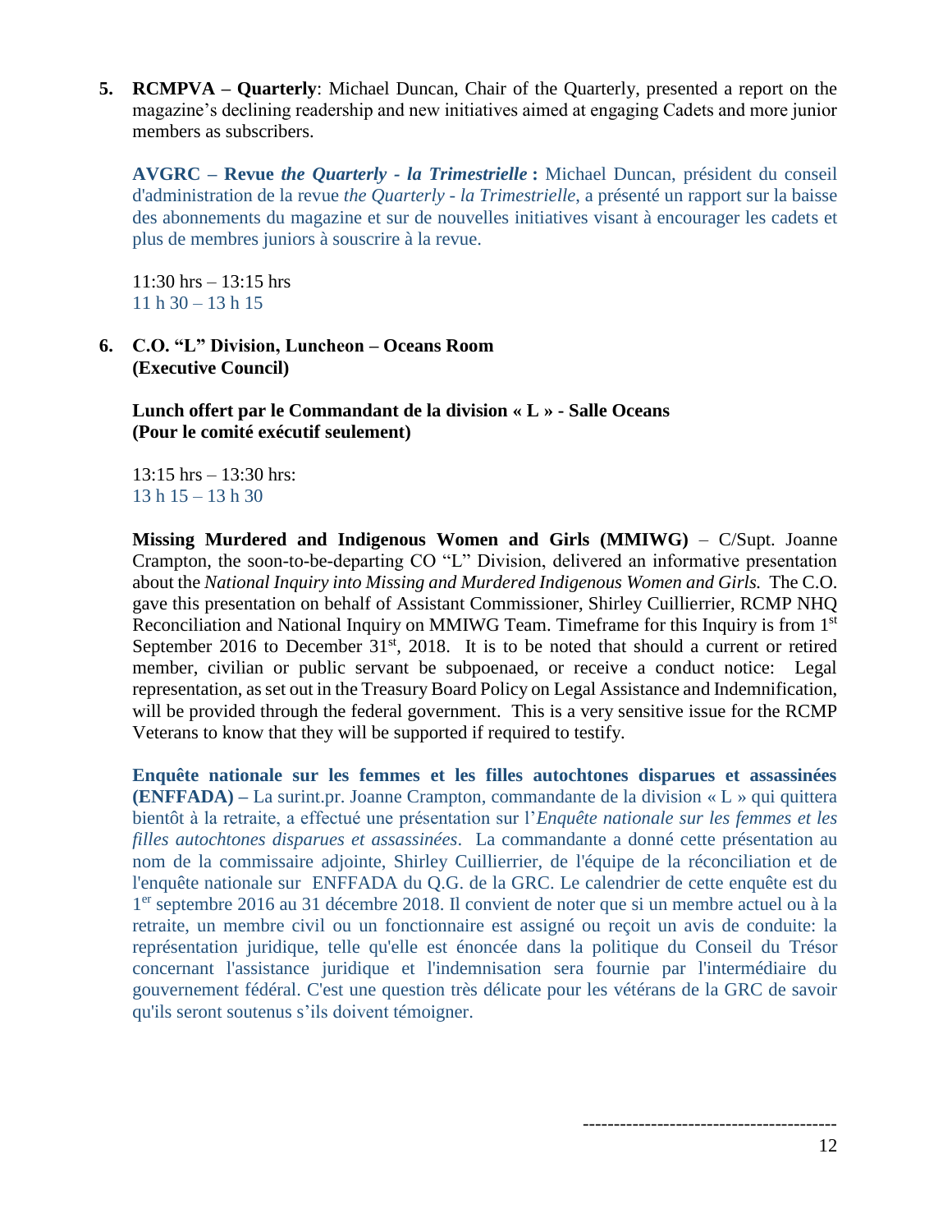5. **RCMPVA – Quarterly**: Michael Duncan, Chair of the Quarterly, presented a report on the magazine's declining readership and new initiatives aimed at engaging Cadets and more junior members as subscribers.

   **AVGRC – Revue *the Quarterly - la Trimestrielle* :** Michael Duncan, président du conseil d'administration de la revue *the Quarterly - la Trimestrielle*, a présenté un rapport sur la baisse des abonnements du magazine et sur de nouvelles initiatives visant à encourager les cadets et plus de membres juniors à souscrire à la revue.

   11:30 hrs – 13:15 hrs
   11 h 30 – 13 h 15

6. **C.O. "L" Division, Luncheon – Oceans Room (Executive Council)**

   **Lunch offert par le Commandant de la division « L » - Salle Oceans (Pour le comité exécutif seulement)**

   13:15 hrs – 13:30 hrs:
   13 h 15 – 13 h 30

   **Missing Murdered and Indigenous Women and Girls (MMIWG)** – C/Supt. Joanne Crampton, the soon-to-be-departing CO "L" Division, delivered an informative presentation about the *National Inquiry into Missing and Murdered Indigenous Women and Girls.* The C.O. gave this presentation on behalf of Assistant Commissioner, Shirley Cuillierrier, RCMP NHQ Reconciliation and National Inquiry on MMIWG Team. Timeframe for this Inquiry is from 1st September 2016 to December 31st, 2018. It is to be noted that should a current or retired member, civilian or public servant be subpoenaed, or receive a conduct notice: Legal representation, as set out in the Treasury Board Policy on Legal Assistance and Indemnification, will be provided through the federal government. This is a very sensitive issue for the RCMP Veterans to know that they will be supported if required to testify.

   **Enquête nationale sur les femmes et les filles autochtones disparues et assassinées (ENFFADA) –** La surint.pr. Joanne Crampton, commandante de la division « L » qui quittera bientôt à la retraite, a effectué une présentation sur l'*Enquête nationale sur les femmes et les filles autochtones disparues et assassinées*. La commandante a donné cette présentation au nom de la commissaire adjointe, Shirley Cuillierrier, de l'équipe de la réconciliation et de l'enquête nationale sur ENFFADA du Q.G. de la GRC. Le calendrier de cette enquête est du 1er septembre 2016 au 31 décembre 2018. Il convient de noter que si un membre actuel ou à la retraite, un membre civil ou un fonctionnaire est assigné ou reçoit un avis de conduite: la représentation juridique, telle qu'elle est énoncée dans la politique du Conseil du Trésor concernant l'assistance juridique et l'indemnisation sera fournie par l'intermédiaire du gouvernement fédéral. C'est une question très délicate pour les vétérans de la GRC de savoir qu'ils seront soutenus s'ils doivent témoigner.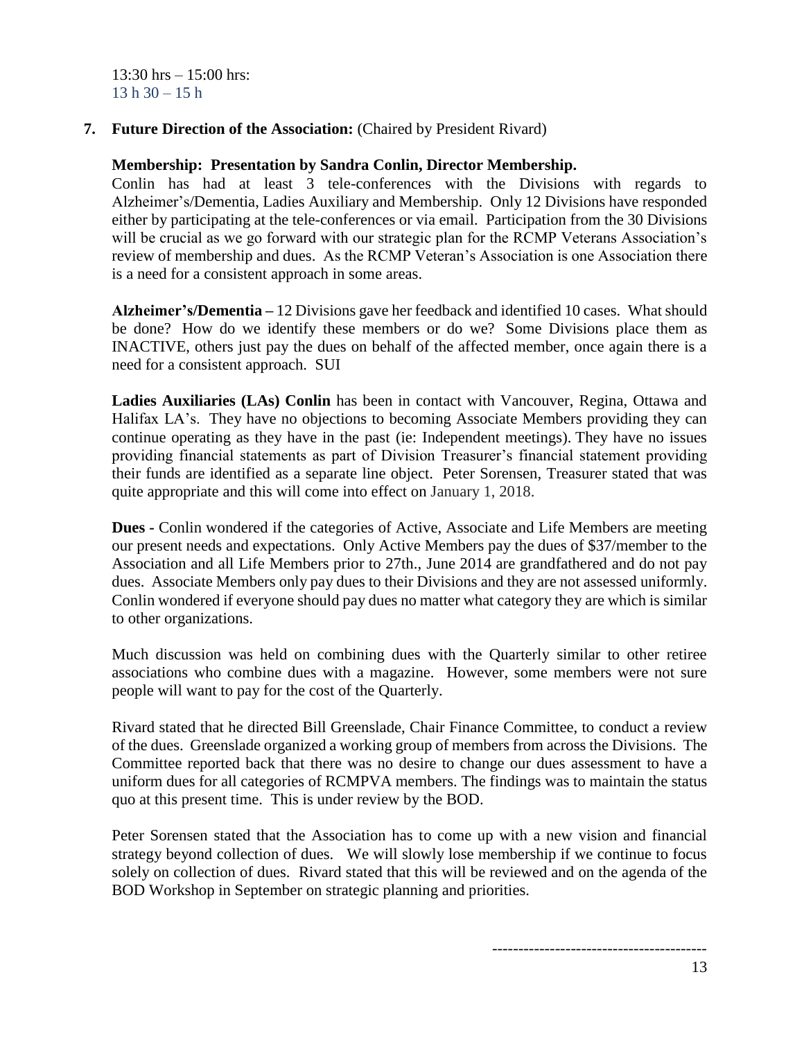13:30 hrs – 15:00 hrs:
13 h 30 – 15 h

**7. Future Direction of the Association:** (Chaired by President Rivard)

**Membership: Presentation by Sandra Conlin, Director Membership.**
Conlin has had at least 3 tele-conferences with the Divisions with regards to Alzheimer's/Dementia, Ladies Auxiliary and Membership. Only 12 Divisions have responded either by participating at the tele-conferences or via email. Participation from the 30 Divisions will be crucial as we go forward with our strategic plan for the RCMP Veterans Association's review of membership and dues. As the RCMP Veteran's Association is one Association there is a need for a consistent approach in some areas.

**Alzheimer's/Dementia –** 12 Divisions gave her feedback and identified 10 cases. What should be done? How do we identify these members or do we? Some Divisions place them as INACTIVE, others just pay the dues on behalf of the affected member, once again there is a need for a consistent approach. SUI

**Ladies Auxiliaries (LAs) Conlin** has been in contact with Vancouver, Regina, Ottawa and Halifax LA's. They have no objections to becoming Associate Members providing they can continue operating as they have in the past (ie: Independent meetings). They have no issues providing financial statements as part of Division Treasurer's financial statement providing their funds are identified as a separate line object. Peter Sorensen, Treasurer stated that was quite appropriate and this will come into effect on January 1, 2018.

**Dues -** Conlin wondered if the categories of Active, Associate and Life Members are meeting our present needs and expectations. Only Active Members pay the dues of $37/member to the Association and all Life Members prior to 27th., June 2014 are grandfathered and do not pay dues. Associate Members only pay dues to their Divisions and they are not assessed uniformly. Conlin wondered if everyone should pay dues no matter what category they are which is similar to other organizations.

Much discussion was held on combining dues with the Quarterly similar to other retiree associations who combine dues with a magazine. However, some members were not sure people will want to pay for the cost of the Quarterly.

Rivard stated that he directed Bill Greenslade, Chair Finance Committee, to conduct a review of the dues. Greenslade organized a working group of members from across the Divisions. The Committee reported back that there was no desire to change our dues assessment to have a uniform dues for all categories of RCMPVA members. The findings was to maintain the status quo at this present time. This is under review by the BOD.

Peter Sorensen stated that the Association has to come up with a new vision and financial strategy beyond collection of dues. We will slowly lose membership if we continue to focus solely on collection of dues. Rivard stated that this will be reviewed and on the agenda of the BOD Workshop in September on strategic planning and priorities.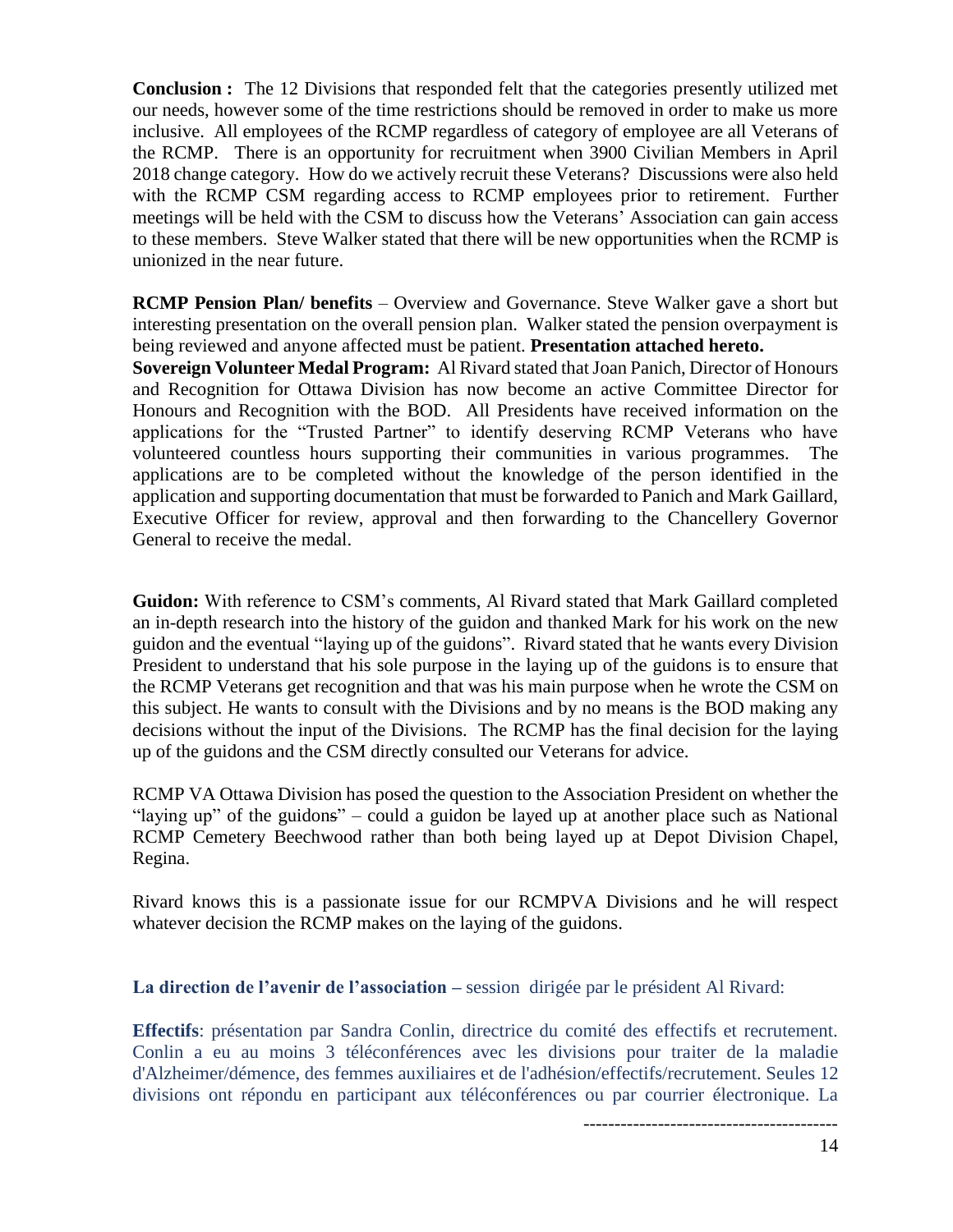**Conclusion :** The 12 Divisions that responded felt that the categories presently utilized met our needs, however some of the time restrictions should be removed in order to make us more inclusive. All employees of the RCMP regardless of category of employee are all Veterans of the RCMP. There is an opportunity for recruitment when 3900 Civilian Members in April 2018 change category. How do we actively recruit these Veterans? Discussions were also held with the RCMP CSM regarding access to RCMP employees prior to retirement. Further meetings will be held with the CSM to discuss how the Veterans' Association can gain access to these members. Steve Walker stated that there will be new opportunities when the RCMP is unionized in the near future.

**RCMP Pension Plan/ benefits** – Overview and Governance. Steve Walker gave a short but interesting presentation on the overall pension plan. Walker stated the pension overpayment is being reviewed and anyone affected must be patient. **Presentation attached hereto.**

**Sovereign Volunteer Medal Program:** Al Rivard stated that Joan Panich, Director of Honours and Recognition for Ottawa Division has now become an active Committee Director for Honours and Recognition with the BOD. All Presidents have received information on the applications for the "Trusted Partner" to identify deserving RCMP Veterans who have volunteered countless hours supporting their communities in various programmes. The applications are to be completed without the knowledge of the person identified in the application and supporting documentation that must be forwarded to Panich and Mark Gaillard, Executive Officer for review, approval and then forwarding to the Chancellery Governor General to receive the medal.

**Guidon:** With reference to CSM's comments, Al Rivard stated that Mark Gaillard completed an in-depth research into the history of the guidon and thanked Mark for his work on the new guidon and the eventual "laying up of the guidons". Rivard stated that he wants every Division President to understand that his sole purpose in the laying up of the guidons is to ensure that the RCMP Veterans get recognition and that was his main purpose when he wrote the CSM on this subject. He wants to consult with the Divisions and by no means is the BOD making any decisions without the input of the Divisions. The RCMP has the final decision for the laying up of the guidons and the CSM directly consulted our Veterans for advice.

RCMP VA Ottawa Division has posed the question to the Association President on whether the "laying up" of the guidons" – could a guidon be layed up at another place such as National RCMP Cemetery Beechwood rather than both being layed up at Depot Division Chapel, Regina.

Rivard knows this is a passionate issue for our RCMPVA Divisions and he will respect whatever decision the RCMP makes on the laying of the guidons.

**La direction de l'avenir de l'association** – session dirigée par le président Al Rivard:

**Effectifs**: présentation par Sandra Conlin, directrice du comité des effectifs et recrutement. Conlin a eu au moins 3 téléconférences avec les divisions pour traiter de la maladie d'Alzheimer/démence, des femmes auxiliaires et de l'adhésion/effectifs/recrutement. Seules 12 divisions ont répondu en participant aux téléconférences ou par courrier électronique. La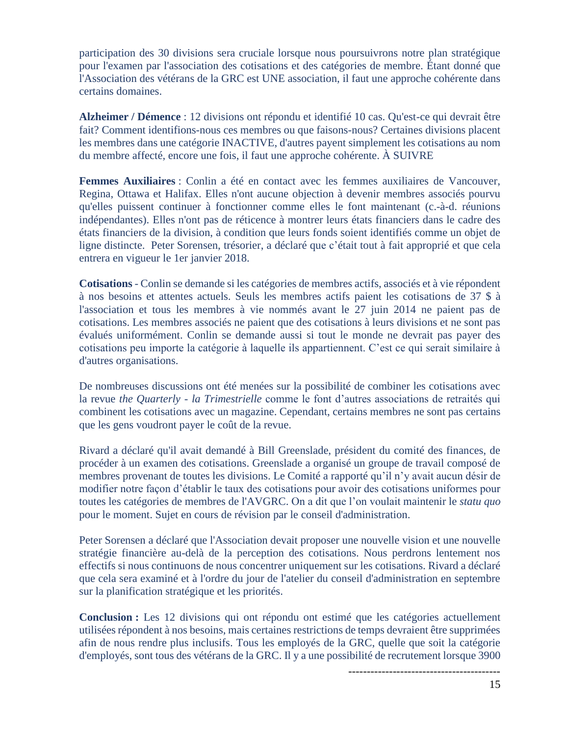participation des 30 divisions sera cruciale lorsque nous poursuivrons notre plan stratégique pour l'examen par l'association des cotisations et des catégories de membre. Étant donné que l'Association des vétérans de la GRC est UNE association, il faut une approche cohérente dans certains domaines.

**Alzheimer / Démence** : 12 divisions ont répondu et identifié 10 cas. Qu'est-ce qui devrait être fait? Comment identifions-nous ces membres ou que faisons-nous? Certaines divisions placent les membres dans une catégorie INACTIVE, d'autres payent simplement les cotisations au nom du membre affecté, encore une fois, il faut une approche cohérente. À SUIVRE

**Femmes Auxiliaires** : Conlin a été en contact avec les femmes auxiliaires de Vancouver, Regina, Ottawa et Halifax. Elles n'ont aucune objection à devenir membres associés pourvu qu'elles puissent continuer à fonctionner comme elles le font maintenant (c.-à-d. réunions indépendantes). Elles n'ont pas de réticence à montrer leurs états financiers dans le cadre des états financiers de la division, à condition que leurs fonds soient identifiés comme un objet de ligne distincte. Peter Sorensen, trésorier, a déclaré que c'était tout à fait approprié et que cela entrera en vigueur le 1er janvier 2018.

**Cotisations** - Conlin se demande si les catégories de membres actifs, associés et à vie répondent à nos besoins et attentes actuels. Seuls les membres actifs paient les cotisations de 37 $ à l'association et tous les membres à vie nommés avant le 27 juin 2014 ne paient pas de cotisations. Les membres associés ne paient que des cotisations à leurs divisions et ne sont pas évalués uniformément. Conlin se demande aussi si tout le monde ne devrait pas payer des cotisations peu importe la catégorie à laquelle ils appartiennent. C'est ce qui serait similaire à d'autres organisations.

De nombreuses discussions ont été menées sur la possibilité de combiner les cotisations avec la revue *the Quarterly - la Trimestrielle* comme le font d'autres associations de retraités qui combinent les cotisations avec un magazine. Cependant, certains membres ne sont pas certains que les gens voudront payer le coût de la revue.

Rivard a déclaré qu'il avait demandé à Bill Greenslade, président du comité des finances, de procéder à un examen des cotisations. Greenslade a organisé un groupe de travail composé de membres provenant de toutes les divisions. Le Comité a rapporté qu'il n'y avait aucun désir de modifier notre façon d'établir le taux des cotisations pour avoir des cotisations uniformes pour toutes les catégories de membres de l'AVGRC. On a dit que l'on voulait maintenir le *statu quo* pour le moment. Sujet en cours de révision par le conseil d'administration.

Peter Sorensen a déclaré que l'Association devait proposer une nouvelle vision et une nouvelle stratégie financière au-delà de la perception des cotisations. Nous perdrons lentement nos effectifs si nous continuons de nous concentrer uniquement sur les cotisations. Rivard a déclaré que cela sera examiné et à l'ordre du jour de l'atelier du conseil d'administration en septembre sur la planification stratégique et les priorités.

**Conclusion :** Les 12 divisions qui ont répondu ont estimé que les catégories actuellement utilisées répondent à nos besoins, mais certaines restrictions de temps devraient être supprimées afin de nous rendre plus inclusifs. Tous les employés de la GRC, quelle que soit la catégorie d'employés, sont tous des vétérans de la GRC. Il y a une possibilité de recrutement lorsque 3900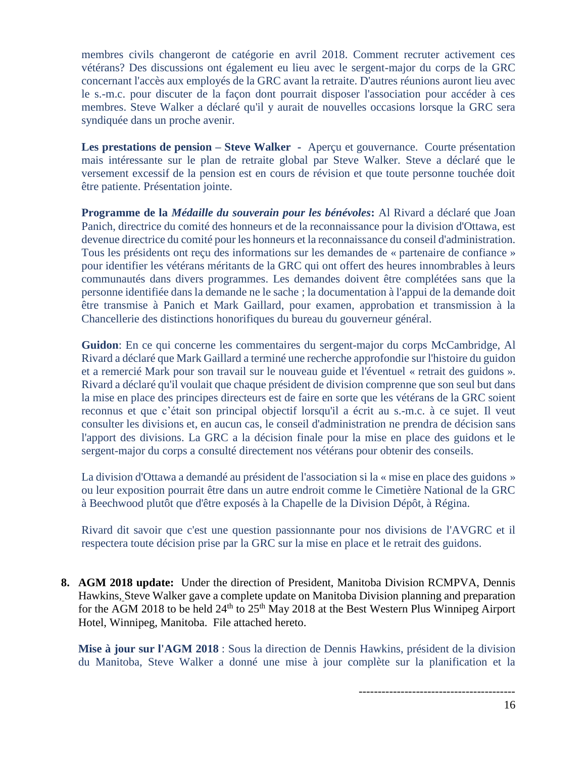membres civils changeront de catégorie en avril 2018. Comment recruter activement ces vétérans? Des discussions ont également eu lieu avec le sergent-major du corps de la GRC concernant l'accès aux employés de la GRC avant la retraite. D'autres réunions auront lieu avec le s.-m.c. pour discuter de la façon dont pourrait disposer l'association pour accéder à ces membres. Steve Walker a déclaré qu'il y aurait de nouvelles occasions lorsque la GRC sera syndiquée dans un proche avenir.

**Les prestations de pension – Steve Walker** - Aperçu et gouvernance. Courte présentation mais intéressante sur le plan de retraite global par Steve Walker. Steve a déclaré que le versement excessif de la pension est en cours de révision et que toute personne touchée doit être patiente. Présentation jointe.

**Programme de la *Médaille du souverain pour les bénévoles*:** Al Rivard a déclaré que Joan Panich, directrice du comité des honneurs et de la reconnaissance pour la division d'Ottawa, est devenue directrice du comité pour les honneurs et la reconnaissance du conseil d'administration. Tous les présidents ont reçu des informations sur les demandes de « partenaire de confiance » pour identifier les vétérans méritants de la GRC qui ont offert des heures innombrables à leurs communautés dans divers programmes. Les demandes doivent être complétées sans que la personne identifiée dans la demande ne le sache ; la documentation à l'appui de la demande doit être transmise à Panich et Mark Gaillard, pour examen, approbation et transmission à la Chancellerie des distinctions honorifiques du bureau du gouverneur général.

**Guidon**: En ce qui concerne les commentaires du sergent-major du corps McCambridge, Al Rivard a déclaré que Mark Gaillard a terminé une recherche approfondie sur l'histoire du guidon et a remercié Mark pour son travail sur le nouveau guide et l'éventuel « retrait des guidons ». Rivard a déclaré qu'il voulait que chaque président de division comprenne que son seul but dans la mise en place des principes directeurs est de faire en sorte que les vétérans de la GRC soient reconnus et que c'était son principal objectif lorsqu'il a écrit au s.-m.c. à ce sujet. Il veut consulter les divisions et, en aucun cas, le conseil d'administration ne prendra de décision sans l'apport des divisions. La GRC a la décision finale pour la mise en place des guidons et le sergent-major du corps a consulté directement nos vétérans pour obtenir des conseils.

La division d'Ottawa a demandé au président de l'association si la « mise en place des guidons » ou leur exposition pourrait être dans un autre endroit comme le Cimetière National de la GRC à Beechwood plutôt que d'être exposés à la Chapelle de la Division Dépôt, à Régina.

Rivard dit savoir que c'est une question passionnante pour nos divisions de l'AVGRC et il respectera toute décision prise par la GRC sur la mise en place et le retrait des guidons.

8. **AGM 2018 update:** Under the direction of President, Manitoba Division RCMPVA, Dennis Hawkins, Steve Walker gave a complete update on Manitoba Division planning and preparation for the AGM 2018 to be held 24th to 25th May 2018 at the Best Western Plus Winnipeg Airport Hotel, Winnipeg, Manitoba. File attached hereto.

   **Mise à jour sur l'AGM 2018** : Sous la direction de Dennis Hawkins, président de la division du Manitoba, Steve Walker a donné une mise à jour complète sur la planification et la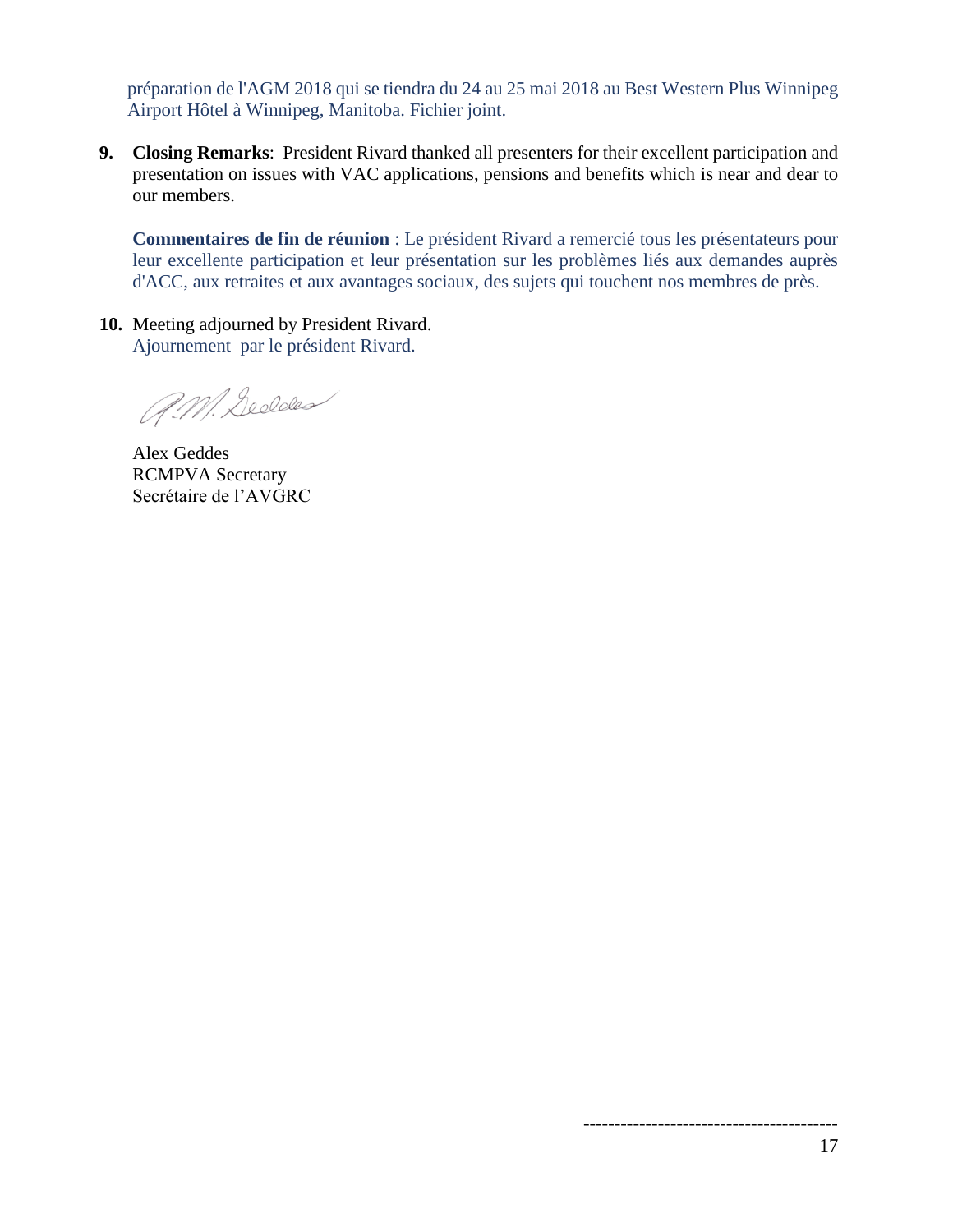préparation de l'AGM 2018 qui se tiendra du 24 au 25 mai 2018 au Best Western Plus Winnipeg Airport Hôtel à Winnipeg, Manitoba. Fichier joint.

9. **Closing Remarks**: President Rivard thanked all presenters for their excellent participation and presentation on issues with VAC applications, pensions and benefits which is near and dear to our members.

   **Commentaires de fin de réunion** : Le président Rivard a remercié tous les présentateurs pour leur excellente participation et leur présentation sur les problèmes liés aux demandes auprès d'ACC, aux retraites et aux avantages sociaux, des sujets qui touchent nos membres de près.

10. Meeting adjourned by President Rivard.
    Ajournement par le président Rivard.

A.M. Geddes

Alex Geddes
RCMPVA Secretary
Secrétaire de l'AVGRC